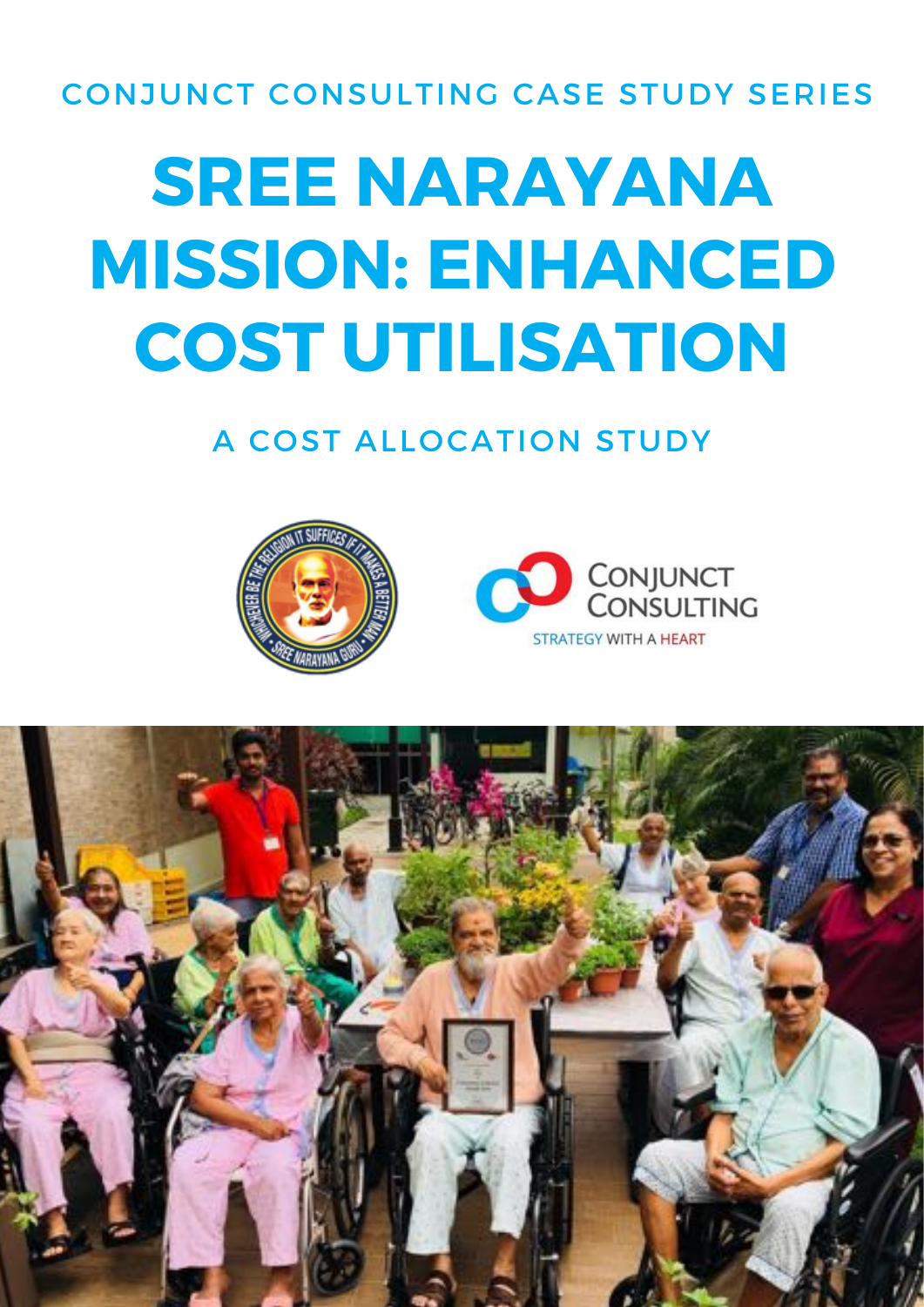CONJUNCT CONSULTING CASE STUDY SERIES

# SREE NARAYANA MISSION: ENHANCED COST UTILISATION

## A COST ALLOCATION STUDY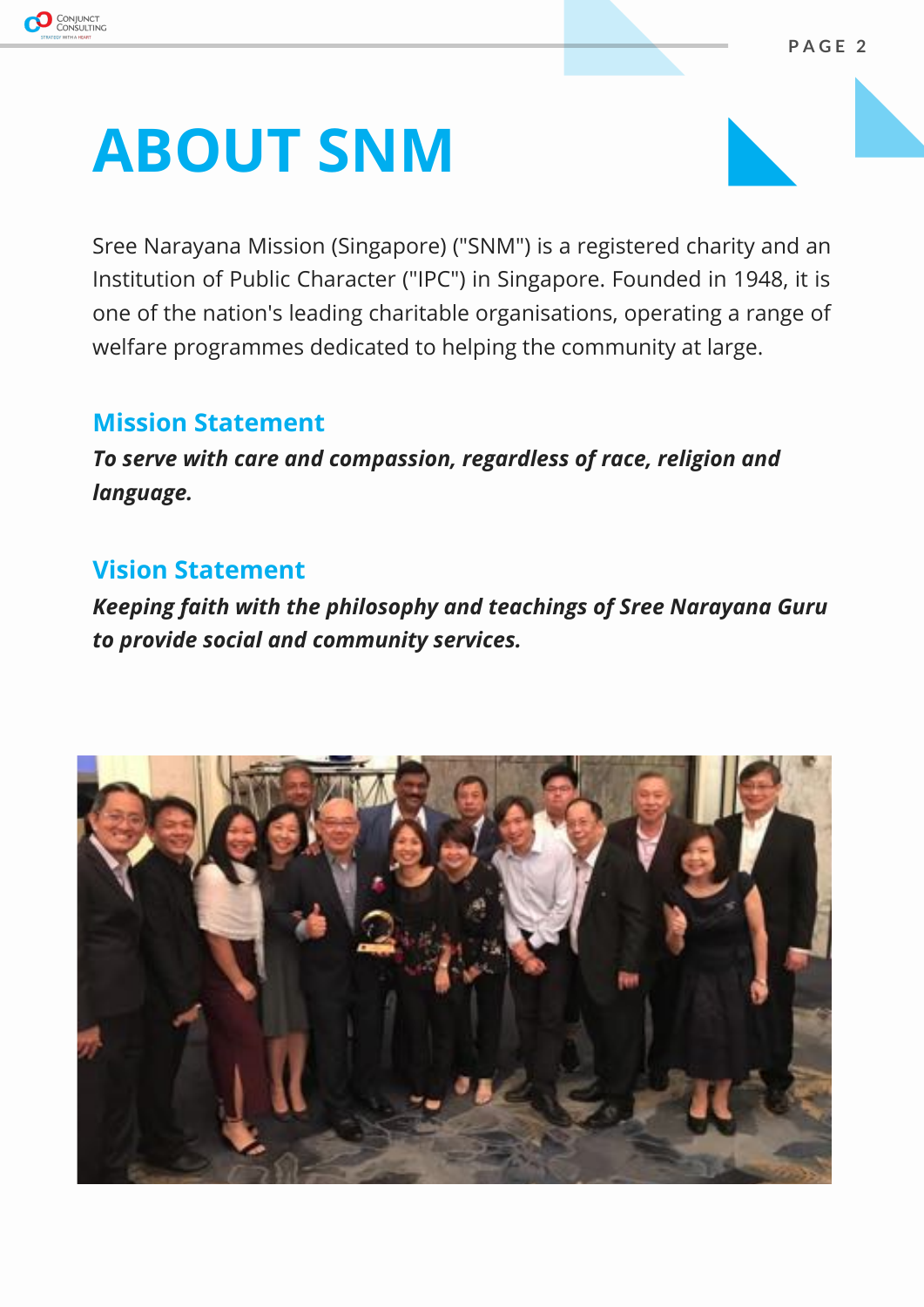# ABOUT SNM

Sree Narayana Mission (Singapore) ("SNM") is a registered charity and an Institution of Public Character ("IPC") in Singapore. Founded in 1948, it is one of the nation's leading charitable organisations, operating a range of welfare programmes dedicated to helping the community at large.

## Mission Statement

***To serve with care and compassion, regardless of race, religion and language.***

## Vision Statement

***Keeping faith with the philosophy and teachings of Sree Narayana Guru to provide social and community services.***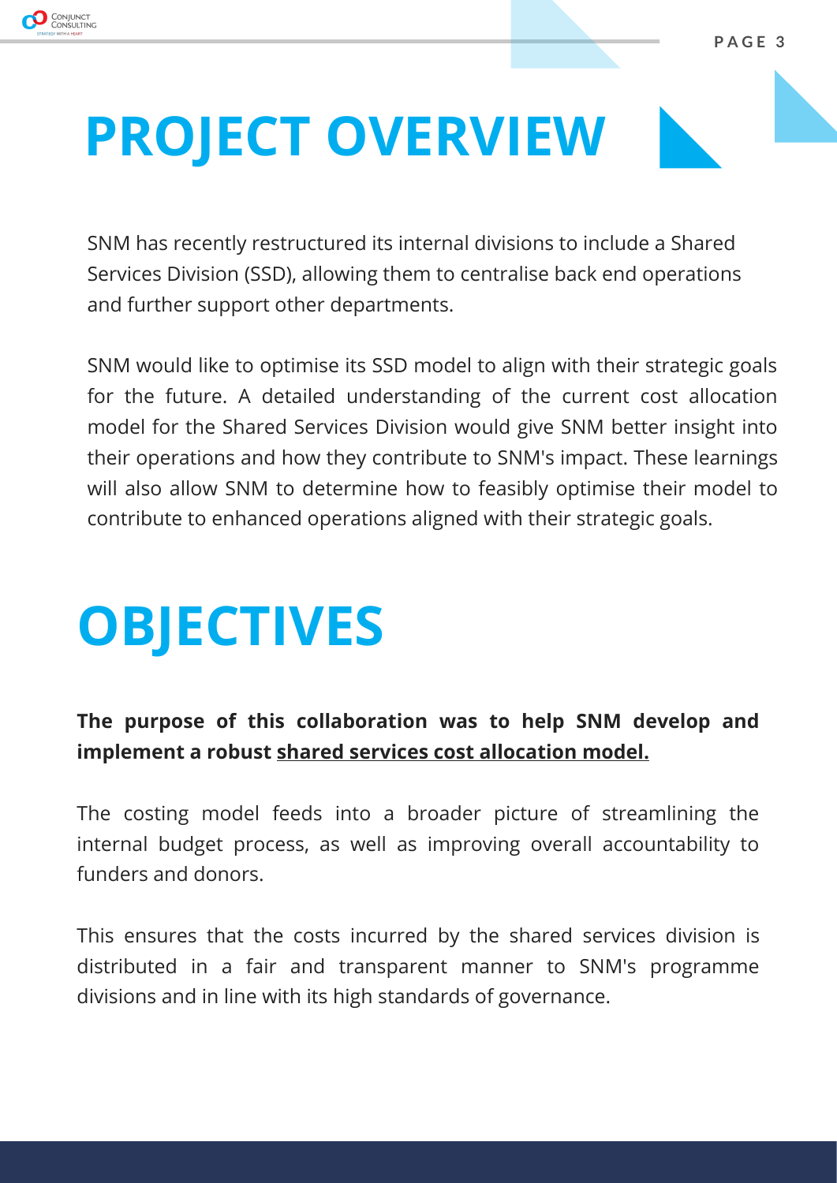# PROJECT OVERVIEW

SNM has recently restructured its internal divisions to include a Shared Services Division (SSD), allowing them to centralise back end operations and further support other departments.

SNM would like to optimise its SSD model to align with their strategic goals for the future. A detailed understanding of the current cost allocation model for the Shared Services Division would give SNM better insight into their operations and how they contribute to SNM's impact. These learnings will also allow SNM to determine how to feasibly optimise their model to contribute to enhanced operations aligned with their strategic goals.

# OBJECTIVES

**The purpose of this collaboration was to help SNM develop and implement a robust shared services cost allocation model.**

The costing model feeds into a broader picture of streamlining the internal budget process, as well as improving overall accountability to funders and donors.

This ensures that the costs incurred by the shared services division is distributed in a fair and transparent manner to SNM's programme divisions and in line with its high standards of governance.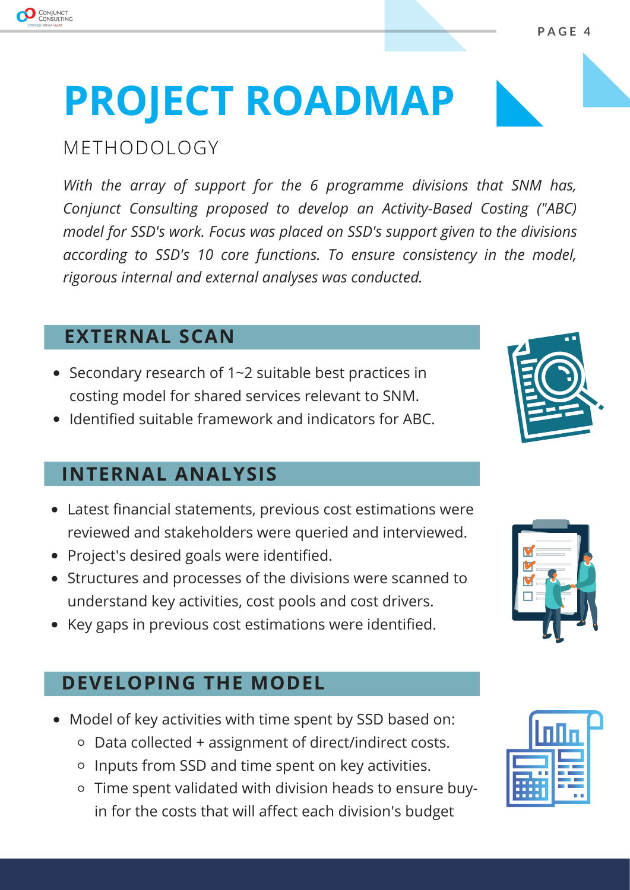# PROJECT ROADMAP

## METHODOLOGY

*With the array of support for the 6 programme divisions that SNM has, Conjunct Consulting proposed to develop an Activity-Based Costing ("ABC) model for SSD's work. Focus was placed on SSD's support given to the divisions according to SSD's 10 core functions. To ensure consistency in the model, rigorous internal and external analyses was conducted.*

### EXTERNAL SCAN

- Secondary research of 1~2 suitable best practices in costing model for shared services relevant to SNM.
- Identified suitable framework and indicators for ABC.

### INTERNAL ANALYSIS

- Latest financial statements, previous cost estimations were reviewed and stakeholders were queried and interviewed.
- Project's desired goals were identified.
- Structures and processes of the divisions were scanned to understand key activities, cost pools and cost drivers.
- Key gaps in previous cost estimations were identified.

### DEVELOPING THE MODEL

- Model of key activities with time spent by SSD based on:
  - Data collected + assignment of direct/indirect costs.
  - Inputs from SSD and time spent on key activities.
  - Time spent validated with division heads to ensure buy-in for the costs that will affect each division's budget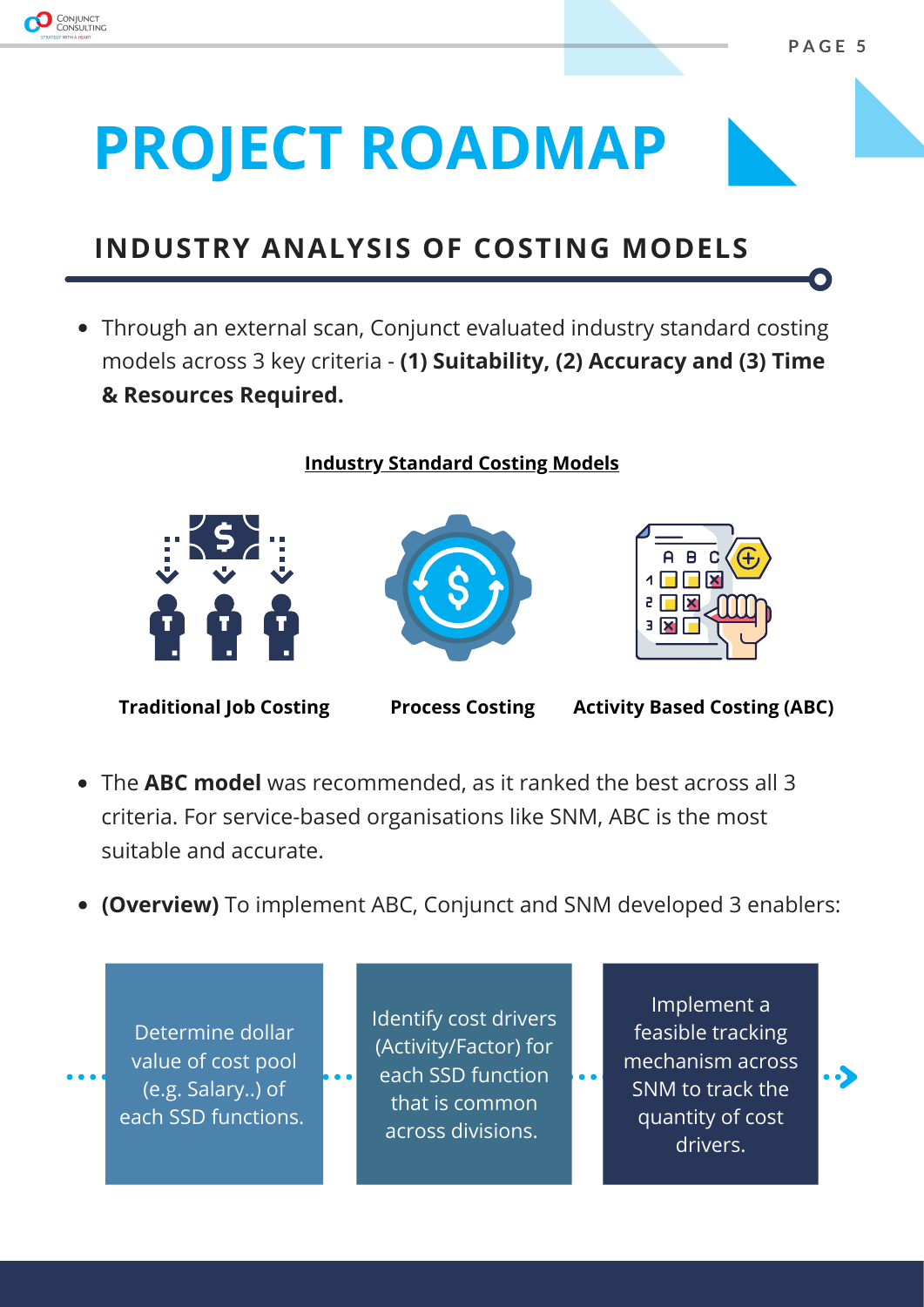# PROJECT ROADMAP

## INDUSTRY ANALYSIS OF COSTING MODELS

- Through an external scan, Conjunct evaluated industry standard costing models across 3 key criteria - **(1) Suitability, (2) Accuracy and (3) Time & Resources Required.**

**Industry Standard Costing Models**

**Traditional Job Costing** | **Process Costing** | **Activity Based Costing (ABC)**

- The **ABC model** was recommended, as it ranked the best across all 3 criteria. For service-based organisations like SNM, ABC is the most suitable and accurate.
- **(Overview)** To implement ABC, Conjunct and SNM developed 3 enablers:

1. Determine dollar value of cost pool (e.g. Salary..) of each SSD functions.
2. Identify cost drivers (Activity/Factor) for each SSD function that is common across divisions.
3. Implement a feasible tracking mechanism across SNM to track the quantity of cost drivers.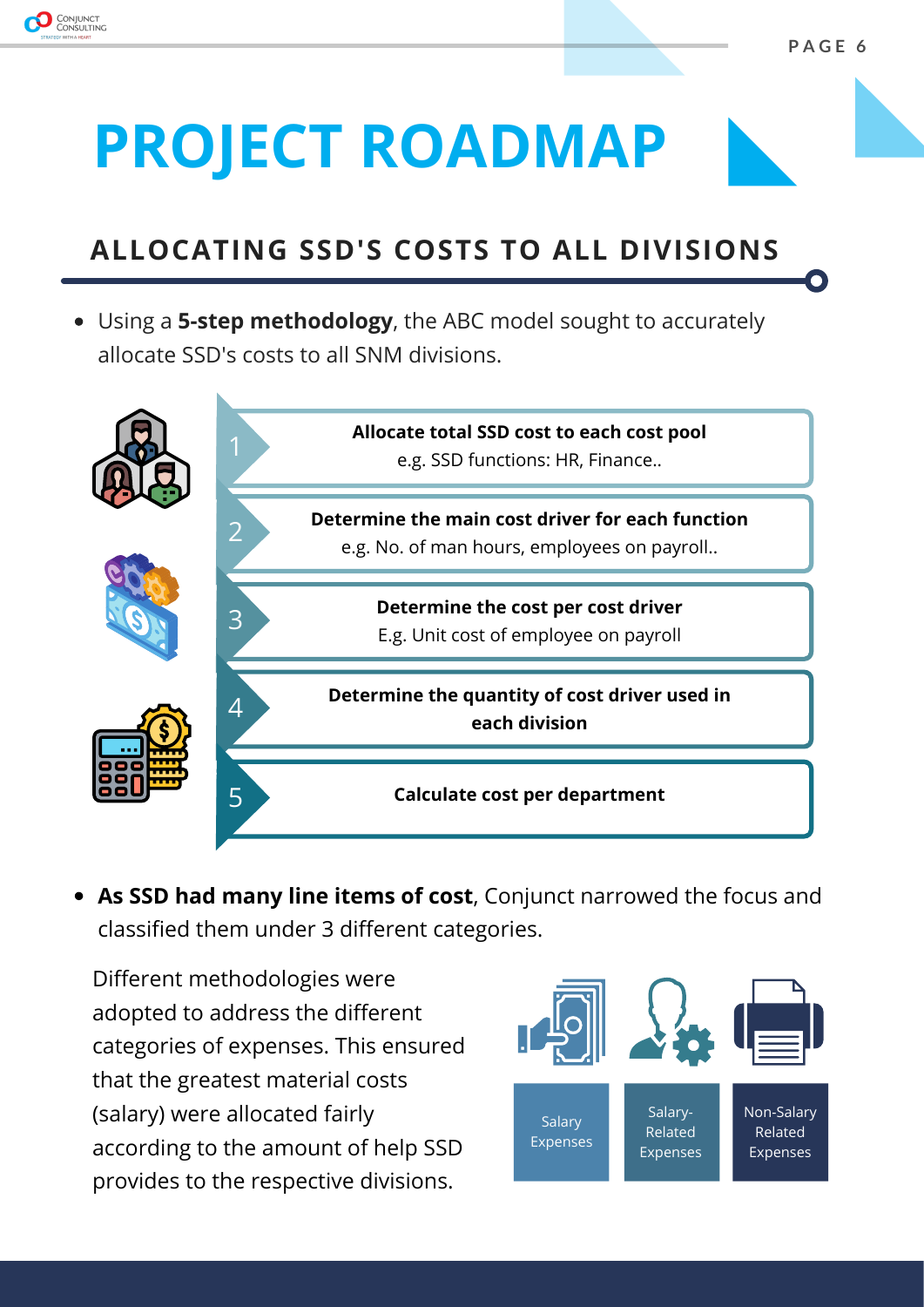# PROJECT ROADMAP

## ALLOCATING SSD'S COSTS TO ALL DIVISIONS

- Using a **5-step methodology**, the ABC model sought to accurately allocate SSD's costs to all SNM divisions.

1. **Allocate total SSD cost to each cost pool**
   e.g. SSD functions: HR, Finance..
2. **Determine the main cost driver for each function**
   e.g. No. of man hours, employees on payroll..
3. **Determine the cost per cost driver**
   E.g. Unit cost of employee on payroll
4. **Determine the quantity of cost driver used in each division**
5. **Calculate cost per department**

- **As SSD had many line items of cost**, Conjunct narrowed the focus and classified them under 3 different categories.

Different methodologies were adopted to address the different categories of expenses. This ensured that the greatest material costs (salary) were allocated fairly according to the amount of help SSD provides to the respective divisions.

| Salary Expenses | Salary-Related Expenses | Non-Salary Related Expenses |
|---|---|---|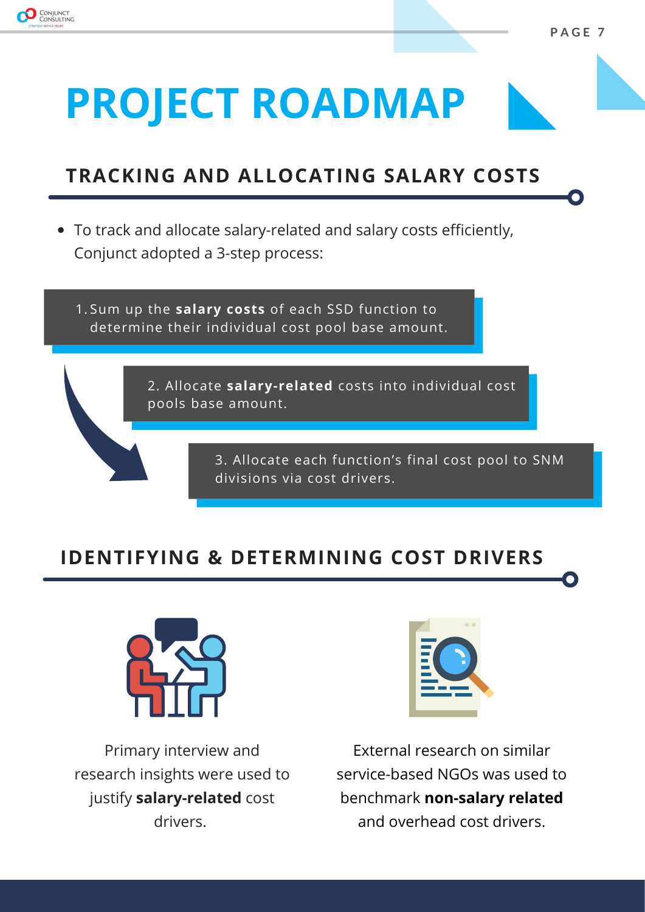# PROJECT ROADMAP

## TRACKING AND ALLOCATING SALARY COSTS

- To track and allocate salary-related and salary costs efficiently, Conjunct adopted a 3-step process:

1. Sum up the **salary costs** of each SSD function to determine their individual cost pool base amount.
2. Allocate **salary-related** costs into individual cost pools base amount.
3. Allocate each function's final cost pool to SNM divisions via cost drivers.

## IDENTIFYING & DETERMINING COST DRIVERS

Primary interview and research insights were used to justify **salary-related** cost drivers.

External research on similar service-based NGOs was used to benchmark **non-salary related** and overhead cost drivers.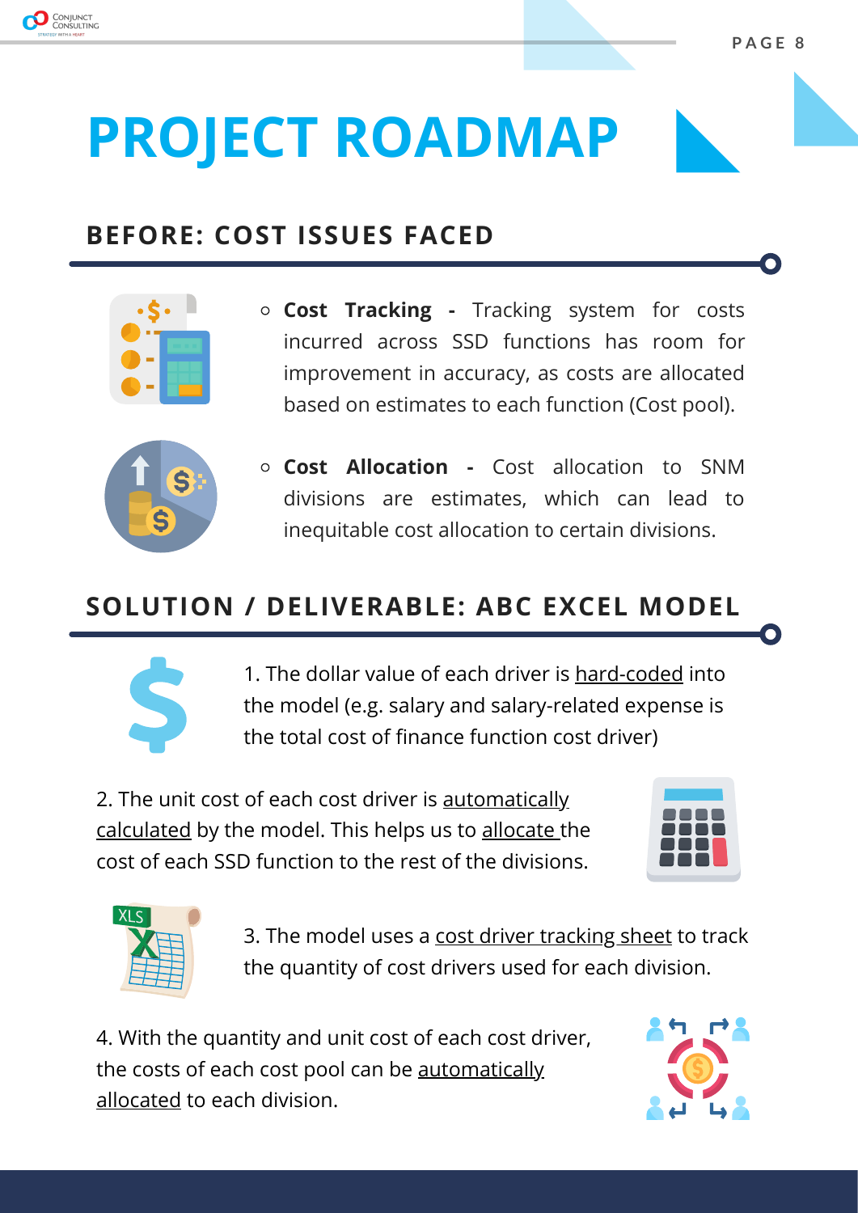# PROJECT ROADMAP

## BEFORE: COST ISSUES FACED

- **Cost Tracking -** Tracking system for costs incurred across SSD functions has room for improvement in accuracy, as costs are allocated based on estimates to each function (Cost pool).
- **Cost Allocation -** Cost allocation to SNM divisions are estimates, which can lead to inequitable cost allocation to certain divisions.

## SOLUTION / DELIVERABLE: ABC EXCEL MODEL

1. The dollar value of each driver is hard-coded into the model (e.g. salary and salary-related expense is the total cost of finance function cost driver)

2. The unit cost of each cost driver is automatically calculated by the model. This helps us to allocate the cost of each SSD function to the rest of the divisions.

3. The model uses a cost driver tracking sheet to track the quantity of cost drivers used for each division.

4. With the quantity and unit cost of each cost driver, the costs of each cost pool can be automatically allocated to each division.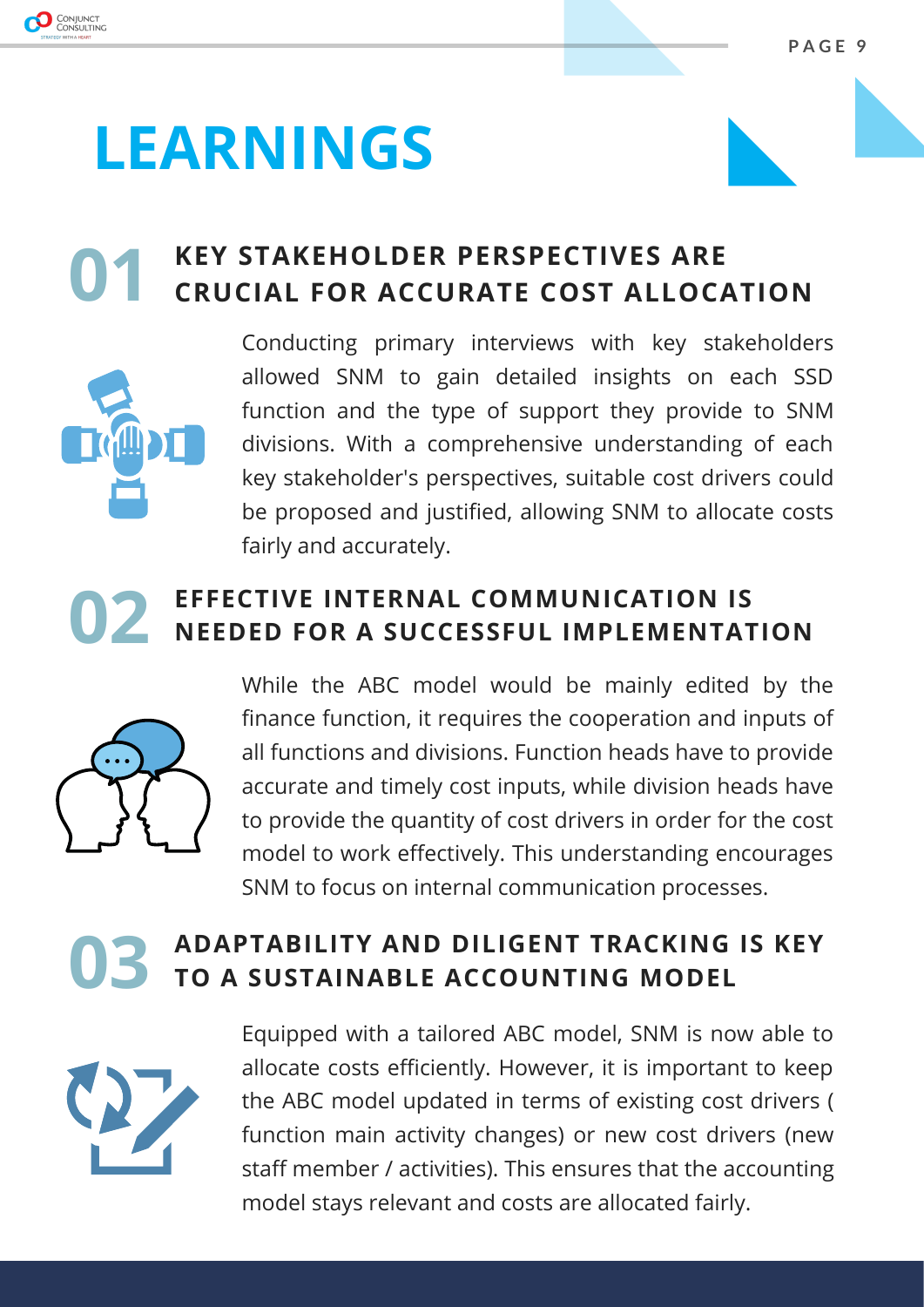# LEARNINGS

## 01 KEY STAKEHOLDER PERSPECTIVES ARE CRUCIAL FOR ACCURATE COST ALLOCATION

Conducting primary interviews with key stakeholders allowed SNM to gain detailed insights on each SSD function and the type of support they provide to SNM divisions. With a comprehensive understanding of each key stakeholder's perspectives, suitable cost drivers could be proposed and justified, allowing SNM to allocate costs fairly and accurately.

## 02 EFFECTIVE INTERNAL COMMUNICATION IS NEEDED FOR A SUCCESSFUL IMPLEMENTATION

While the ABC model would be mainly edited by the finance function, it requires the cooperation and inputs of all functions and divisions. Function heads have to provide accurate and timely cost inputs, while division heads have to provide the quantity of cost drivers in order for the cost model to work effectively. This understanding encourages SNM to focus on internal communication processes.

## 03 ADAPTABILITY AND DILIGENT TRACKING IS KEY TO A SUSTAINABLE ACCOUNTING MODEL

Equipped with a tailored ABC model, SNM is now able to allocate costs efficiently. However, it is important to keep the ABC model updated in terms of existing cost drivers ( function main activity changes) or new cost drivers (new staff member / activities). This ensures that the accounting model stays relevant and costs are allocated fairly.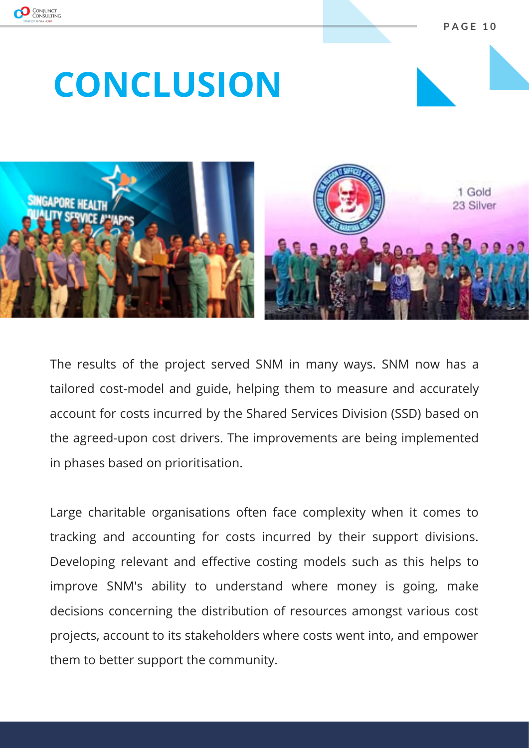# CONCLUSION

The results of the project served SNM in many ways. SNM now has a tailored cost-model and guide, helping them to measure and accurately account for costs incurred by the Shared Services Division (SSD) based on the agreed-upon cost drivers. The improvements are being implemented in phases based on prioritisation.

Large charitable organisations often face complexity when it comes to tracking and accounting for costs incurred by their support divisions. Developing relevant and effective costing models such as this helps to improve SNM's ability to understand where money is going, make decisions concerning the distribution of resources amongst various cost projects, account to its stakeholders where costs went into, and empower them to better support the community.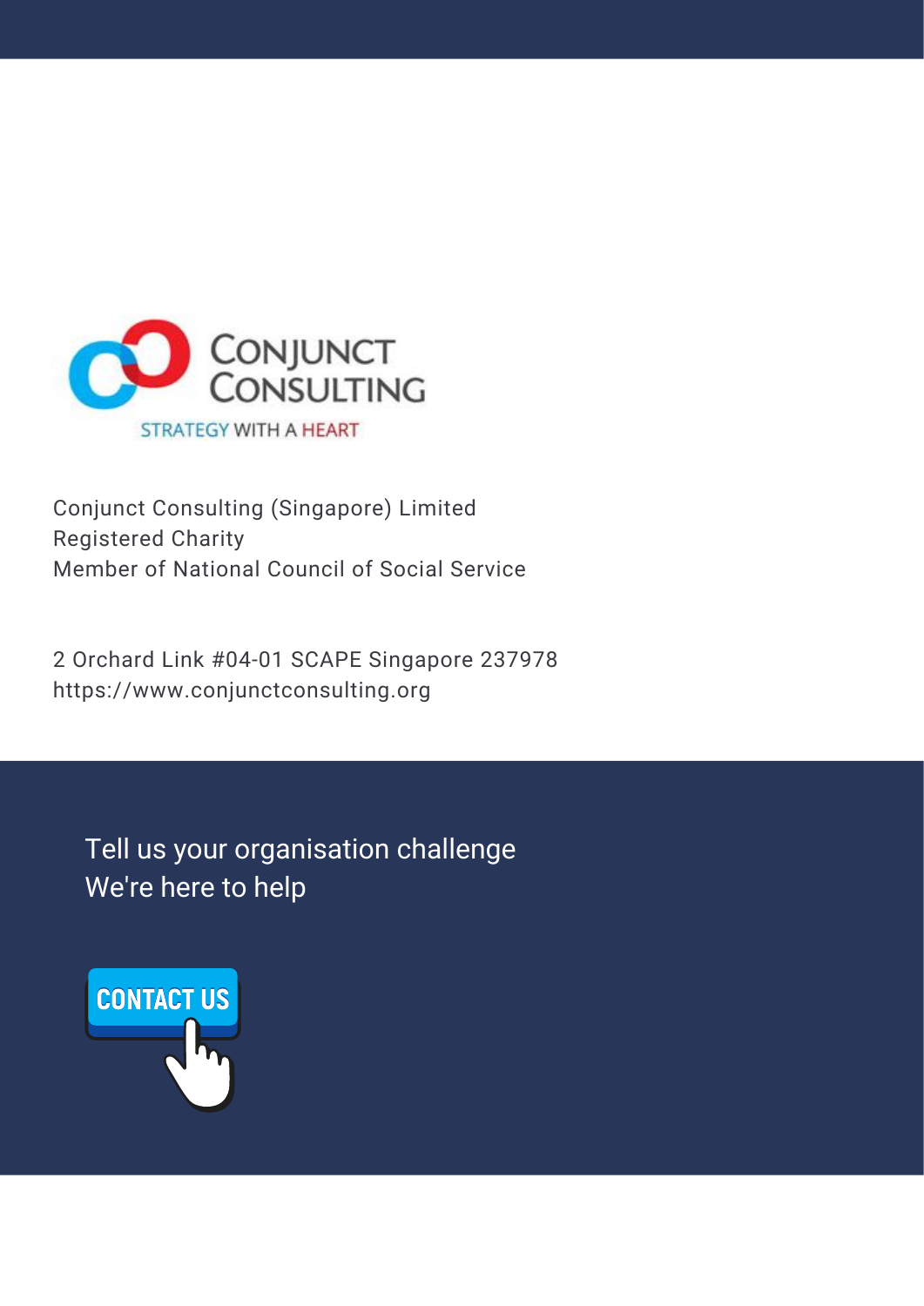CONJUNCT CONSULTING

STRATEGY WITH A HEART

Conjunct Consulting (Singapore) Limited
Registered Charity
Member of National Council of Social Service

2 Orchard Link #04-01 SCAPE Singapore 237978
https://www.conjunctconsulting.org

Tell us your organisation challenge
We're here to help

CONTACT US